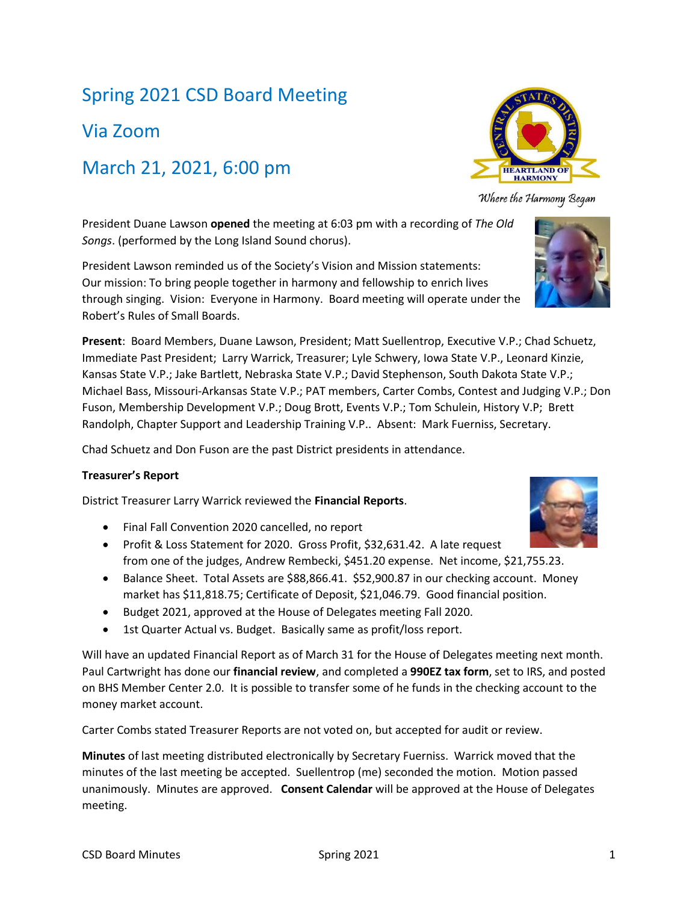# Spring 2021 CSD Board Meeting

# Via Zoom

# March 21, 2021, 6:00 pm

President Duane Lawson **opened** the meeting at 6:03 pm with a recording of *The Old Songs*. (performed by the Long Island Sound chorus).

President Lawson reminded us of the Society's Vision and Mission statements: Our mission: To bring people together in harmony and fellowship to enrich lives through singing. Vision: Everyone in Harmony. Board meeting will operate under the Robert's Rules of Small Boards.

**Present**: Board Members, Duane Lawson, President; Matt Suellentrop, Executive V.P.; Chad Schuetz, Immediate Past President; Larry Warrick, Treasurer; Lyle Schwery, Iowa State V.P., Leonard Kinzie, Kansas State V.P.; Jake Bartlett, Nebraska State V.P.; David Stephenson, South Dakota State V.P.; Michael Bass, Missouri-Arkansas State V.P.; PAT members, Carter Combs, Contest and Judging V.P.; Don Fuson, Membership Development V.P.; Doug Brott, Events V.P.; Tom Schulein, History V.P.; Brett Randolph, Chapter Support and Leadership Training V.P.. Absent: Mark Fuerniss, Secretary.

Chad Schuetz and Don Fuson are the past District presidents in attendance.

**Treasurer's Report**

District Treasurer Larry Warrick reviewed the **Financial Reports**.

- Final Fall Convention 2020 cancelled, no report
- Profit & Loss Statement for 2020. Gross Profit, $32,631.42. A late request from one of the judges, Andrew Rembecki, $451.20 expense. Net income, $21,755.23.
- Balance Sheet. Total Assets are $88,866.41. $52,900.87 in our checking account. Money market has $11,818.75; Certificate of Deposit, $21,046.79. Good financial position.
- Budget 2021, approved at the House of Delegates meeting Fall 2020.
- 1st Quarter Actual vs. Budget. Basically same as profit/loss report.

Will have an updated Financial Report as of March 31 for the House of Delegates meeting next month. Paul Cartwright has done our **financial review**, and completed a **990EZ tax form**, set to IRS, and posted on BHS Member Center 2.0. It is possible to transfer some of he funds in the checking account to the money market account.

Carter Combs stated Treasurer Reports are not voted on, but accepted for audit or review.

**Minutes** of last meeting distributed electronically by Secretary Fuerniss. Warrick moved that the minutes of the last meeting be accepted. Suellentrop (me) seconded the motion. Motion passed unanimously. Minutes are approved. **Consent Calendar** will be approved at the House of Delegates meeting.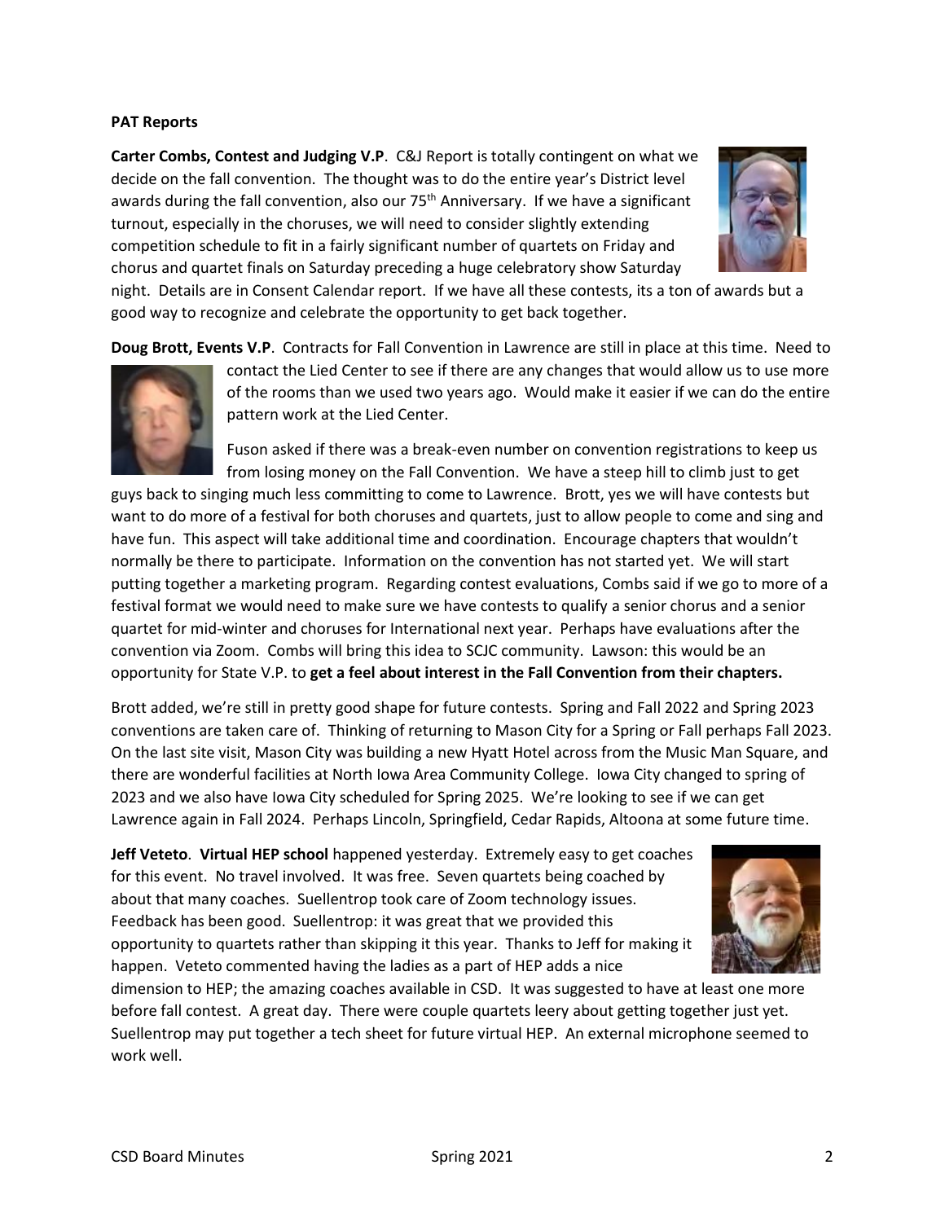**PAT Reports**

**Carter Combs, Contest and Judging V.P**. C&J Report is totally contingent on what we decide on the fall convention. The thought was to do the entire year's District level awards during the fall convention, also our 75th Anniversary. If we have a significant turnout, especially in the choruses, we will need to consider slightly extending competition schedule to fit in a fairly significant number of quartets on Friday and chorus and quartet finals on Saturday preceding a huge celebratory show Saturday night. Details are in Consent Calendar report. If we have all these contests, its a ton of awards but a good way to recognize and celebrate the opportunity to get back together.

**Doug Brott, Events V.P**. Contracts for Fall Convention in Lawrence are still in place at this time. Need to contact the Lied Center to see if there are any changes that would allow us to use more of the rooms than we used two years ago. Would make it easier if we can do the entire pattern work at the Lied Center.

Fuson asked if there was a break-even number on convention registrations to keep us from losing money on the Fall Convention. We have a steep hill to climb just to get guys back to singing much less committing to come to Lawrence. Brott, yes we will have contests but want to do more of a festival for both choruses and quartets, just to allow people to come and sing and have fun. This aspect will take additional time and coordination. Encourage chapters that wouldn't normally be there to participate. Information on the convention has not started yet. We will start putting together a marketing program. Regarding contest evaluations, Combs said if we go to more of a festival format we would need to make sure we have contests to qualify a senior chorus and a senior quartet for mid-winter and choruses for International next year. Perhaps have evaluations after the convention via Zoom. Combs will bring this idea to SCJC community. Lawson: this would be an opportunity for State V.P. to **get a feel about interest in the Fall Convention from their chapters.**

Brott added, we're still in pretty good shape for future contests. Spring and Fall 2022 and Spring 2023 conventions are taken care of. Thinking of returning to Mason City for a Spring or Fall perhaps Fall 2023. On the last site visit, Mason City was building a new Hyatt Hotel across from the Music Man Square, and there are wonderful facilities at North Iowa Area Community College. Iowa City changed to spring of 2023 and we also have Iowa City scheduled for Spring 2025. We're looking to see if we can get Lawrence again in Fall 2024. Perhaps Lincoln, Springfield, Cedar Rapids, Altoona at some future time.

**Jeff Veteto**. **Virtual HEP school** happened yesterday. Extremely easy to get coaches for this event. No travel involved. It was free. Seven quartets being coached by about that many coaches. Suellentrop took care of Zoom technology issues. Feedback has been good. Suellentrop: it was great that we provided this opportunity to quartets rather than skipping it this year. Thanks to Jeff for making it happen. Veteto commented having the ladies as a part of HEP adds a nice dimension to HEP; the amazing coaches available in CSD. It was suggested to have at least one more before fall contest. A great day. There were couple quartets leery about getting together just yet. Suellentrop may put together a tech sheet for future virtual HEP. An external microphone seemed to work well.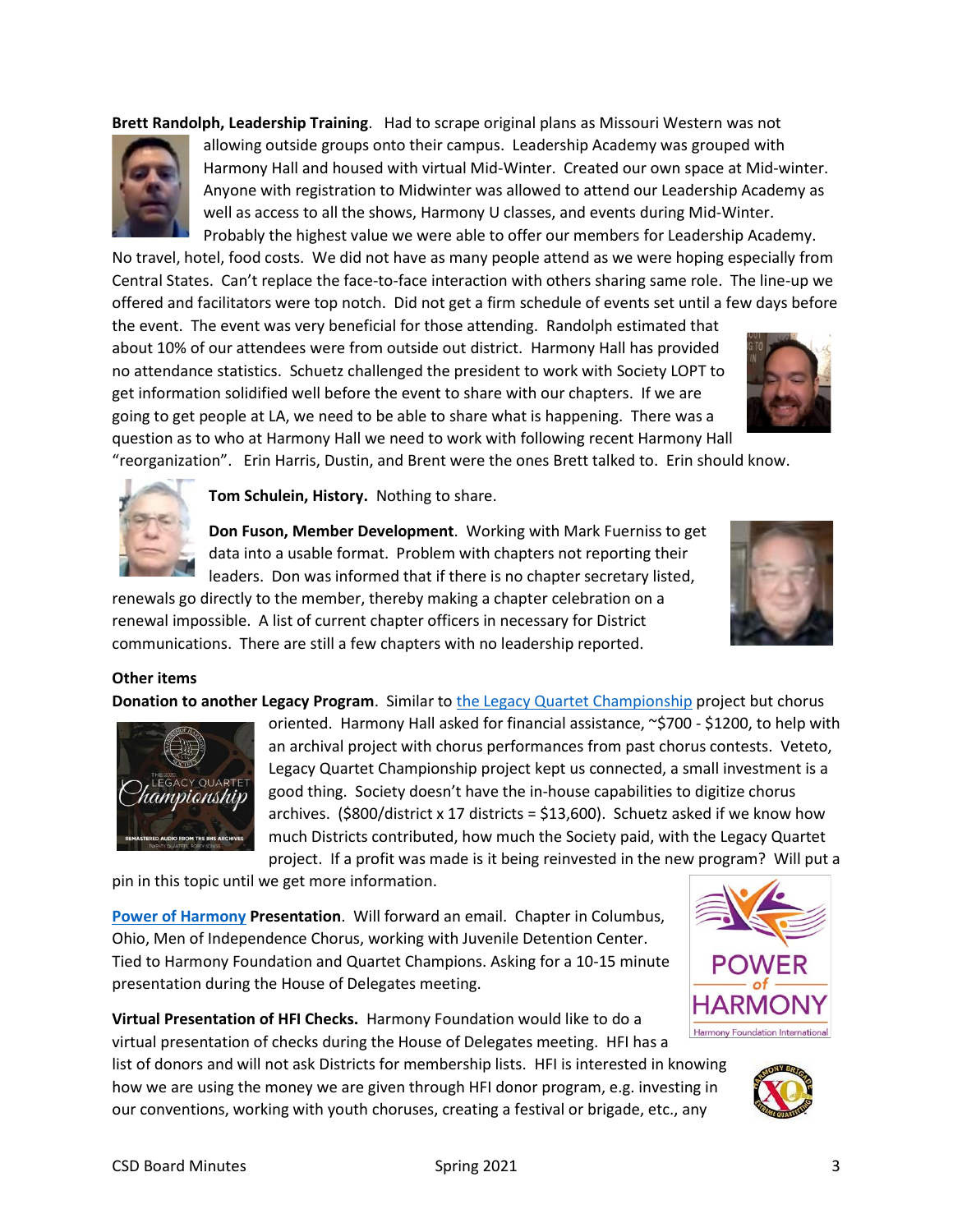**Brett Randolph, Leadership Training**. Had to scrape original plans as Missouri Western was not allowing outside groups onto their campus. Leadership Academy was grouped with Harmony Hall and housed with virtual Mid-Winter. Created our own space at Mid-winter. Anyone with registration to Midwinter was allowed to attend our Leadership Academy as well as access to all the shows, Harmony U classes, and events during Mid-Winter. Probably the highest value we were able to offer our members for Leadership Academy. No travel, hotel, food costs. We did not have as many people attend as we were hoping especially from Central States. Can't replace the face-to-face interaction with others sharing same role. The line-up we offered and facilitators were top notch. Did not get a firm schedule of events set until a few days before the event. The event was very beneficial for those attending. Randolph estimated that about 10% of our attendees were from outside out district. Harmony Hall has provided no attendance statistics. Schuetz challenged the president to work with Society LOPT to get information solidified well before the event to share with our chapters. If we are going to get people at LA, we need to be able to share what is happening. There was a question as to who at Harmony Hall we need to work with following recent Harmony Hall "reorganization". Erin Harris, Dustin, and Brent were the ones Brett talked to. Erin should know.

**Tom Schulein, History.** Nothing to share.

**Don Fuson, Member Development**. Working with Mark Fuerniss to get data into a usable format. Problem with chapters not reporting their leaders. Don was informed that if there is no chapter secretary listed, renewals go directly to the member, thereby making a chapter celebration on a renewal impossible. A list of current chapter officers in necessary for District communications. There are still a few chapters with no leadership reported.

**Other items**

**Donation to another Legacy Program**. Similar to the Legacy Quartet Championship project but chorus oriented. Harmony Hall asked for financial assistance, ~$700 - $1200, to help with an archival project with chorus performances from past chorus contests. Veteto, Legacy Quartet Championship project kept us connected, a small investment is a good thing. Society doesn't have the in-house capabilities to digitize chorus archives. ($800/district x 17 districts = $13,600). Schuetz asked if we know how much Districts contributed, how much the Society paid, with the Legacy Quartet project. If a profit was made is it being reinvested in the new program? Will put a pin in this topic until we get more information.

**Power of Harmony Presentation**. Will forward an email. Chapter in Columbus, Ohio, Men of Independence Chorus, working with Juvenile Detention Center. Tied to Harmony Foundation and Quartet Champions. Asking for a 10-15 minute presentation during the House of Delegates meeting.

**Virtual Presentation of HFI Checks.** Harmony Foundation would like to do a virtual presentation of checks during the House of Delegates meeting. HFI has a list of donors and will not ask Districts for membership lists. HFI is interested in knowing how we are using the money we are given through HFI donor program, e.g. investing in our conventions, working with youth choruses, creating a festival or brigade, etc., any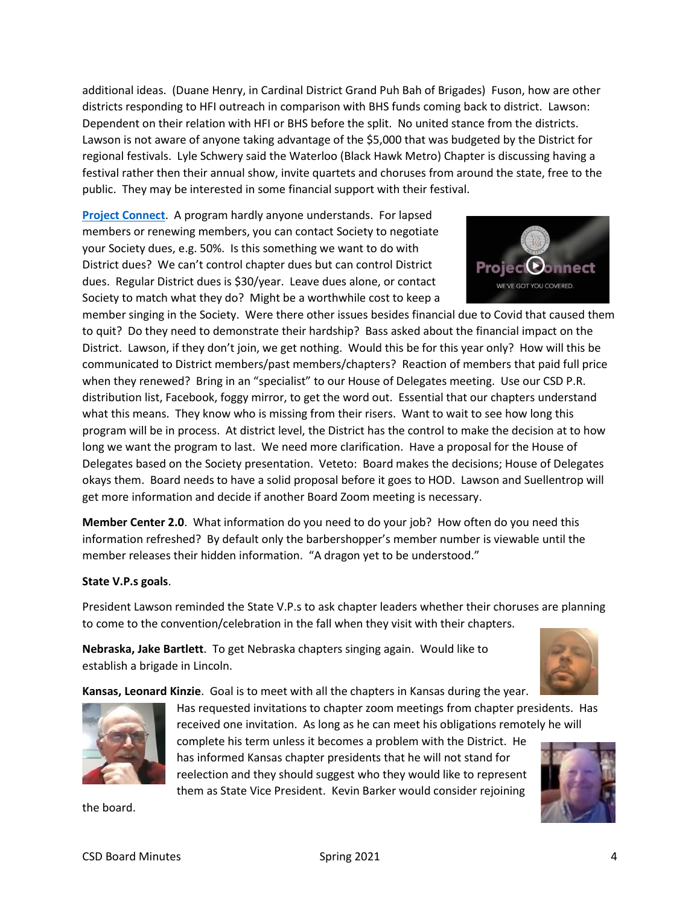additional ideas. (Duane Henry, in Cardinal District Grand Puh Bah of Brigades) Fuson, how are other districts responding to HFI outreach in comparison with BHS funds coming back to district. Lawson: Dependent on their relation with HFI or BHS before the split. No united stance from the districts. Lawson is not aware of anyone taking advantage of the $5,000 that was budgeted by the District for regional festivals. Lyle Schwery said the Waterloo (Black Hawk Metro) Chapter is discussing having a festival rather then their annual show, invite quartets and choruses from around the state, free to the public. They may be interested in some financial support with their festival.

**Project Connect**. A program hardly anyone understands. For lapsed members or renewing members, you can contact Society to negotiate your Society dues, e.g. 50%. Is this something we want to do with District dues? We can't control chapter dues but can control District dues. Regular District dues is $30/year. Leave dues alone, or contact Society to match what they do? Might be a worthwhile cost to keep a member singing in the Society. Were there other issues besides financial due to Covid that caused them to quit? Do they need to demonstrate their hardship? Bass asked about the financial impact on the District. Lawson, if they don't join, we get nothing. Would this be for this year only? How will this be communicated to District members/past members/chapters? Reaction of members that paid full price when they renewed? Bring in an "specialist" to our House of Delegates meeting. Use our CSD P.R. distribution list, Facebook, foggy mirror, to get the word out. Essential that our chapters understand what this means. They know who is missing from their risers. Want to wait to see how long this program will be in process. At district level, the District has the control to make the decision at to how long we want the program to last. We need more clarification. Have a proposal for the House of Delegates based on the Society presentation. Veteto: Board makes the decisions; House of Delegates okays them. Board needs to have a solid proposal before it goes to HOD. Lawson and Suellentrop will get more information and decide if another Board Zoom meeting is necessary.

**Member Center 2.0**. What information do you need to do your job? How often do you need this information refreshed? By default only the barbershopper's member number is viewable until the member releases their hidden information. "A dragon yet to be understood."

**State V.P.s goals**.

President Lawson reminded the State V.P.s to ask chapter leaders whether their choruses are planning to come to the convention/celebration in the fall when they visit with their chapters.

**Nebraska, Jake Bartlett**. To get Nebraska chapters singing again. Would like to establish a brigade in Lincoln.

**Kansas, Leonard Kinzie**. Goal is to meet with all the chapters in Kansas during the year. Has requested invitations to chapter zoom meetings from chapter presidents. Has received one invitation. As long as he can meet his obligations remotely he will complete his term unless it becomes a problem with the District. He has informed Kansas chapter presidents that he will not stand for reelection and they should suggest who they would like to represent them as State Vice President. Kevin Barker would consider rejoining the board.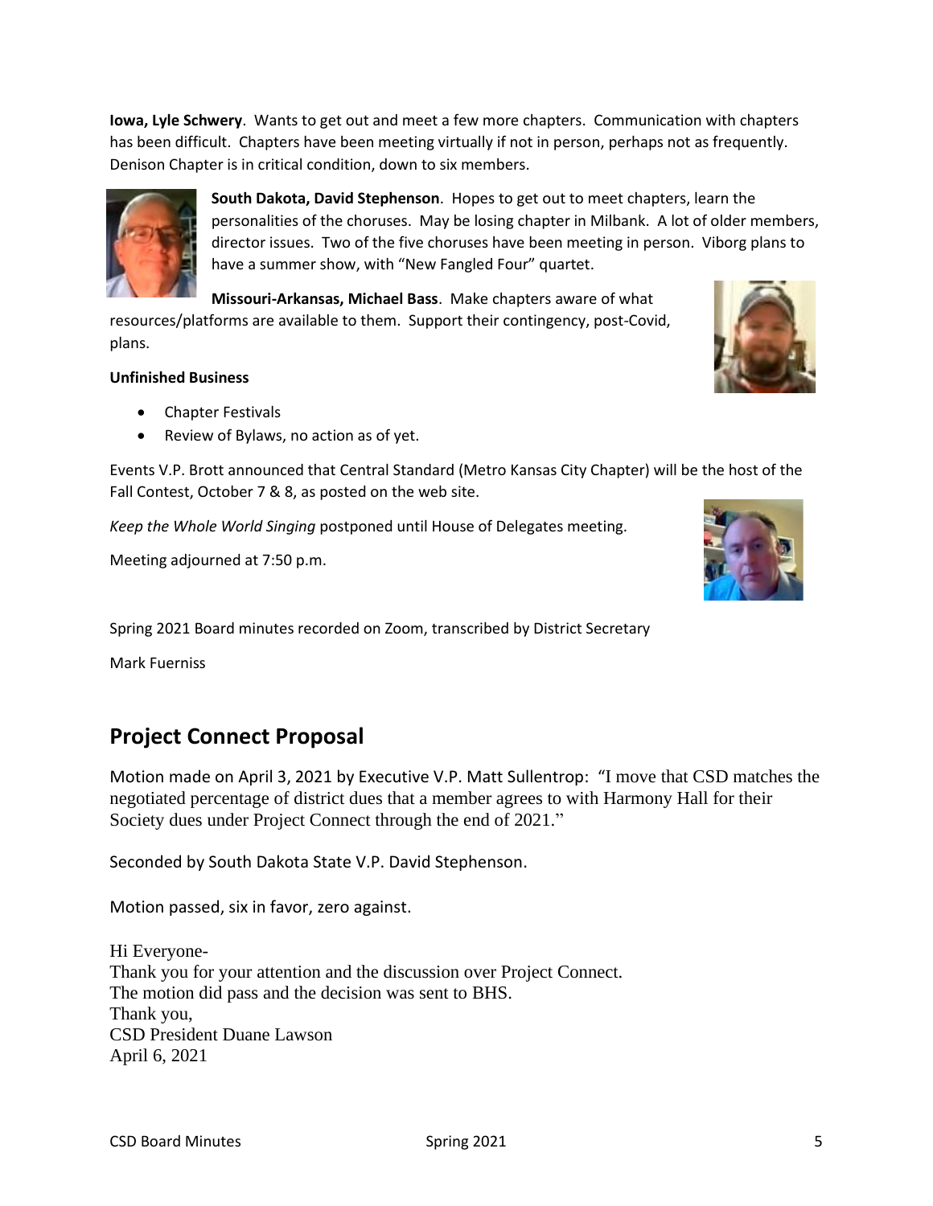**Iowa, Lyle Schwery**. Wants to get out and meet a few more chapters. Communication with chapters has been difficult. Chapters have been meeting virtually if not in person, perhaps not as frequently. Denison Chapter is in critical condition, down to six members.

**South Dakota, David Stephenson**. Hopes to get out to meet chapters, learn the personalities of the choruses. May be losing chapter in Milbank. A lot of older members, director issues. Two of the five choruses have been meeting in person. Viborg plans to have a summer show, with "New Fangled Four" quartet.

**Missouri-Arkansas, Michael Bass**. Make chapters aware of what resources/platforms are available to them. Support their contingency, post-Covid, plans.

**Unfinished Business**

- Chapter Festivals
- Review of Bylaws, no action as of yet.

Events V.P. Brott announced that Central Standard (Metro Kansas City Chapter) will be the host of the Fall Contest, October 7 & 8, as posted on the web site.

*Keep the Whole World Singing* postponed until House of Delegates meeting.

Meeting adjourned at 7:50 p.m.

Spring 2021 Board minutes recorded on Zoom, transcribed by District Secretary

Mark Fuerniss

## Project Connect Proposal

Motion made on April 3, 2021 by Executive V.P. Matt Sullentrop: "I move that CSD matches the negotiated percentage of district dues that a member agrees to with Harmony Hall for their Society dues under Project Connect through the end of 2021."

Seconded by South Dakota State V.P. David Stephenson.

Motion passed, six in favor, zero against.

Hi Everyone-
Thank you for your attention and the discussion over Project Connect.
The motion did pass and the decision was sent to BHS.
Thank you,
CSD President Duane Lawson
April 6, 2021